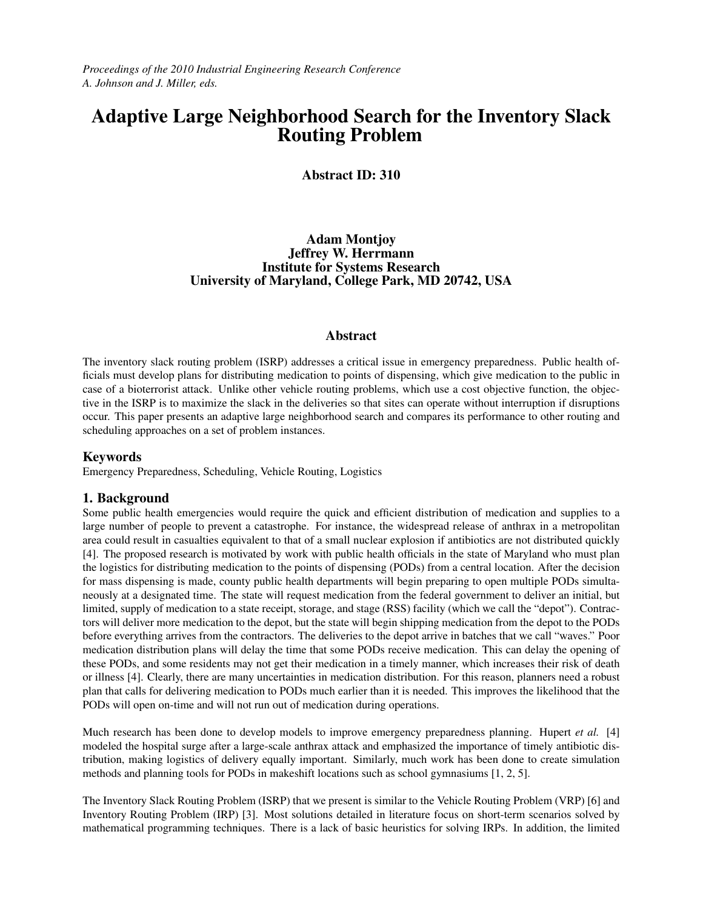*Proceedings of the 2010 Industrial Engineering Research Conference*
*A. Johnson and J. Miller, eds.*

# Adaptive Large Neighborhood Search for the Inventory Slack Routing Problem

**Abstract ID: 310**

**Adam Montjoy**
**Jeffrey W. Herrmann**
**Institute for Systems Research**
**University of Maryland, College Park, MD 20742, USA**

## Abstract

The inventory slack routing problem (ISRP) addresses a critical issue in emergency preparedness. Public health officials must develop plans for distributing medication to points of dispensing, which give medication to the public in case of a bioterrorist attack. Unlike other vehicle routing problems, which use a cost objective function, the objective in the ISRP is to maximize the slack in the deliveries so that sites can operate without interruption if disruptions occur. This paper presents an adaptive large neighborhood search and compares its performance to other routing and scheduling approaches on a set of problem instances.

## Keywords

Emergency Preparedness, Scheduling, Vehicle Routing, Logistics

## 1. Background

Some public health emergencies would require the quick and efficient distribution of medication and supplies to a large number of people to prevent a catastrophe. For instance, the widespread release of anthrax in a metropolitan area could result in casualties equivalent to that of a small nuclear explosion if antibiotics are not distributed quickly [4]. The proposed research is motivated by work with public health officials in the state of Maryland who must plan the logistics for distributing medication to the points of dispensing (PODs) from a central location. After the decision for mass dispensing is made, county public health departments will begin preparing to open multiple PODs simultaneously at a designated time. The state will request medication from the federal government to deliver an initial, but limited, supply of medication to a state receipt, storage, and stage (RSS) facility (which we call the "depot"). Contractors will deliver more medication to the depot, but the state will begin shipping medication from the depot to the PODs before everything arrives from the contractors. The deliveries to the depot arrive in batches that we call "waves." Poor medication distribution plans will delay the time that some PODs receive medication. This can delay the opening of these PODs, and some residents may not get their medication in a timely manner, which increases their risk of death or illness [4]. Clearly, there are many uncertainties in medication distribution. For this reason, planners need a robust plan that calls for delivering medication to PODs much earlier than it is needed. This improves the likelihood that the PODs will open on-time and will not run out of medication during operations.

Much research has been done to develop models to improve emergency preparedness planning. Hupert *et al.* [4] modeled the hospital surge after a large-scale anthrax attack and emphasized the importance of timely antibiotic distribution, making logistics of delivery equally important. Similarly, much work has been done to create simulation methods and planning tools for PODs in makeshift locations such as school gymnasiums [1, 2, 5].

The Inventory Slack Routing Problem (ISRP) that we present is similar to the Vehicle Routing Problem (VRP) [6] and Inventory Routing Problem (IRP) [3]. Most solutions detailed in literature focus on short-term scenarios solved by mathematical programming techniques. There is a lack of basic heuristics for solving IRPs. In addition, the limited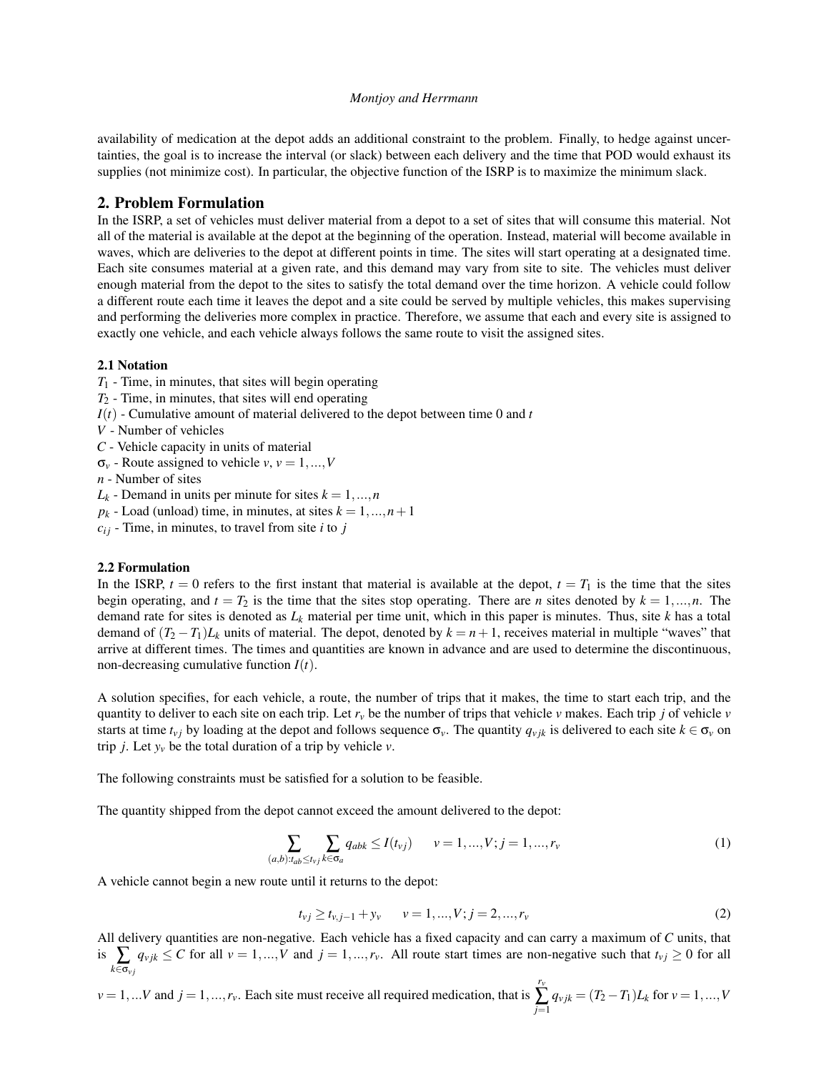availability of medication at the depot adds an additional constraint to the problem. Finally, to hedge against uncertainties, the goal is to increase the interval (or slack) between each delivery and the time that POD would exhaust its supplies (not minimize cost). In particular, the objective function of the ISRP is to maximize the minimum slack.

## 2. Problem Formulation

In the ISRP, a set of vehicles must deliver material from a depot to a set of sites that will consume this material. Not all of the material is available at the depot at the beginning of the operation. Instead, material will become available in waves, which are deliveries to the depot at different points in time. The sites will start operating at a designated time. Each site consumes material at a given rate, and this demand may vary from site to site. The vehicles must deliver enough material from the depot to the sites to satisfy the total demand over the time horizon. A vehicle could follow a different route each time it leaves the depot and a site could be served by multiple vehicles, this makes supervising and performing the deliveries more complex in practice. Therefore, we assume that each and every site is assigned to exactly one vehicle, and each vehicle always follows the same route to visit the assigned sites.

### 2.1 Notation

$T_1$ - Time, in minutes, that sites will begin operating
$T_2$ - Time, in minutes, that sites will end operating
$I(t)$ - Cumulative amount of material delivered to the depot between time 0 and $t$
$V$ - Number of vehicles
$C$ - Vehicle capacity in units of material
$\sigma_v$ - Route assigned to vehicle $v$, $v = 1,...,V$
$n$ - Number of sites
$L_k$ - Demand in units per minute for sites $k = 1,...,n$
$p_k$ - Load (unload) time, in minutes, at sites $k = 1,...,n+1$
$c_{ij}$ - Time, in minutes, to travel from site $i$ to $j$

### 2.2 Formulation

In the ISRP, $t = 0$ refers to the first instant that material is available at the depot, $t = T_1$ is the time that the sites begin operating, and $t = T_2$ is the time that the sites stop operating. There are $n$ sites denoted by $k = 1,...,n$. The demand rate for sites is denoted as $L_k$ material per time unit, which in this paper is minutes. Thus, site $k$ has a total demand of $(T_2 - T_1)L_k$ units of material. The depot, denoted by $k = n+1$, receives material in multiple "waves" that arrive at different times. The times and quantities are known in advance and are used to determine the discontinuous, non-decreasing cumulative function $I(t)$.

A solution specifies, for each vehicle, a route, the number of trips that it makes, the time to start each trip, and the quantity to deliver to each site on each trip. Let $r_v$ be the number of trips that vehicle $v$ makes. Each trip $j$ of vehicle $v$ starts at time $t_{vj}$ by loading at the depot and follows sequence $\sigma_v$. The quantity $q_{vjk}$ is delivered to each site $k \in \sigma_v$ on trip $j$. Let $y_v$ be the total duration of a trip by vehicle $v$.

The following constraints must be satisfied for a solution to be feasible.

The quantity shipped from the depot cannot exceed the amount delivered to the depot:

$$\sum_{(a,b):t_{ab} \leq t_{vj}} \sum_{k \in \sigma_a} q_{abk} \leq I(t_{vj}) \qquad v = 1,...,V; j = 1,...,r_v \tag{1}$$

A vehicle cannot begin a new route until it returns to the depot:

$$t_{vj} \geq t_{v,j-1} + y_v \qquad v = 1,...,V; j = 2,...,r_v \tag{2}$$

All delivery quantities are non-negative. Each vehicle has a fixed capacity and can carry a maximum of $C$ units, that is $\sum_{k \in \sigma_{vj}} q_{vjk} \leq C$ for all $v = 1,...,V$ and $j = 1,...,r_v$. All route start times are non-negative such that $t_{vj} \geq 0$ for all $v = 1,...V$ and $j = 1,...,r_v$. Each site must receive all required medication, that is $\sum_{j=1}^{r_v} q_{vjk} = (T_2 - T_1)L_k$ for $v = 1,...,V$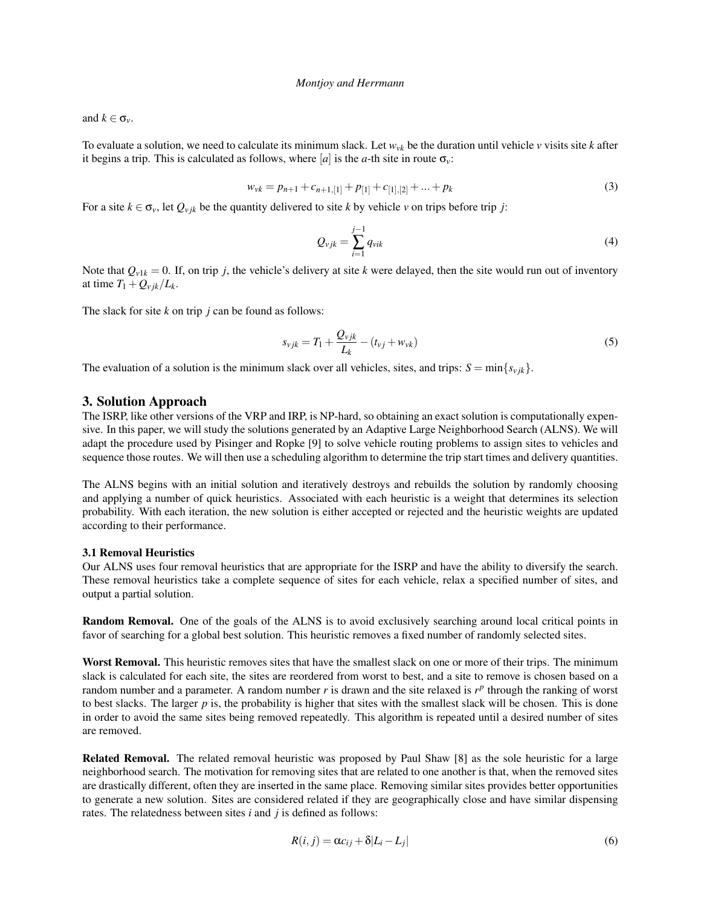and $k \in \sigma_v$.

To evaluate a solution, we need to calculate its minimum slack. Let $w_{vk}$ be the duration until vehicle $v$ visits site $k$ after it begins a trip. This is calculated as follows, where $[a]$ is the $a$-th site in route $\sigma_v$:

$$w_{vk} = p_{n+1} + c_{n+1,[1]} + p_{[1]} + c_{[1],[2]} + \ldots + p_k \tag{3}$$

For a site $k \in \sigma_v$, let $Q_{vjk}$ be the quantity delivered to site $k$ by vehicle $v$ on trips before trip $j$:

$$Q_{vjk} = \sum_{i=1}^{j-1} q_{vik} \tag{4}$$

Note that $Q_{v1k} = 0$. If, on trip $j$, the vehicle's delivery at site $k$ were delayed, then the site would run out of inventory at time $T_1 + Q_{vjk}/L_k$.

The slack for site $k$ on trip $j$ can be found as follows:

$$s_{vjk} = T_1 + \frac{Q_{vjk}}{L_k} - (t_{vj} + w_{vk}) \tag{5}$$

The evaluation of a solution is the minimum slack over all vehicles, sites, and trips: $S = \min\{s_{vjk}\}$.

## 3. Solution Approach

The ISRP, like other versions of the VRP and IRP, is NP-hard, so obtaining an exact solution is computationally expensive. In this paper, we will study the solutions generated by an Adaptive Large Neighborhood Search (ALNS). We will adapt the procedure used by Pisinger and Ropke [9] to solve vehicle routing problems to assign sites to vehicles and sequence those routes. We will then use a scheduling algorithm to determine the trip start times and delivery quantities.

The ALNS begins with an initial solution and iteratively destroys and rebuilds the solution by randomly choosing and applying a number of quick heuristics. Associated with each heuristic is a weight that determines its selection probability. With each iteration, the new solution is either accepted or rejected and the heuristic weights are updated according to their performance.

### 3.1 Removal Heuristics

Our ALNS uses four removal heuristics that are appropriate for the ISRP and have the ability to diversify the search. These removal heuristics take a complete sequence of sites for each vehicle, relax a specified number of sites, and output a partial solution.

**Random Removal.** One of the goals of the ALNS is to avoid exclusively searching around local critical points in favor of searching for a global best solution. This heuristic removes a fixed number of randomly selected sites.

**Worst Removal.** This heuristic removes sites that have the smallest slack on one or more of their trips. The minimum slack is calculated for each site, the sites are reordered from worst to best, and a site to remove is chosen based on a random number and a parameter. A random number $r$ is drawn and the site relaxed is $r^p$ through the ranking of worst to best slacks. The larger $p$ is, the probability is higher that sites with the smallest slack will be chosen. This is done in order to avoid the same sites being removed repeatedly. This algorithm is repeated until a desired number of sites are removed.

**Related Removal.** The related removal heuristic was proposed by Paul Shaw [8] as the sole heuristic for a large neighborhood search. The motivation for removing sites that are related to one another is that, when the removed sites are drastically different, often they are inserted in the same place. Removing similar sites provides better opportunities to generate a new solution. Sites are considered related if they are geographically close and have similar dispensing rates. The relatedness between sites $i$ and $j$ is defined as follows:

$$R(i, j) = \alpha c_{ij} + \delta |L_i - L_j| \tag{6}$$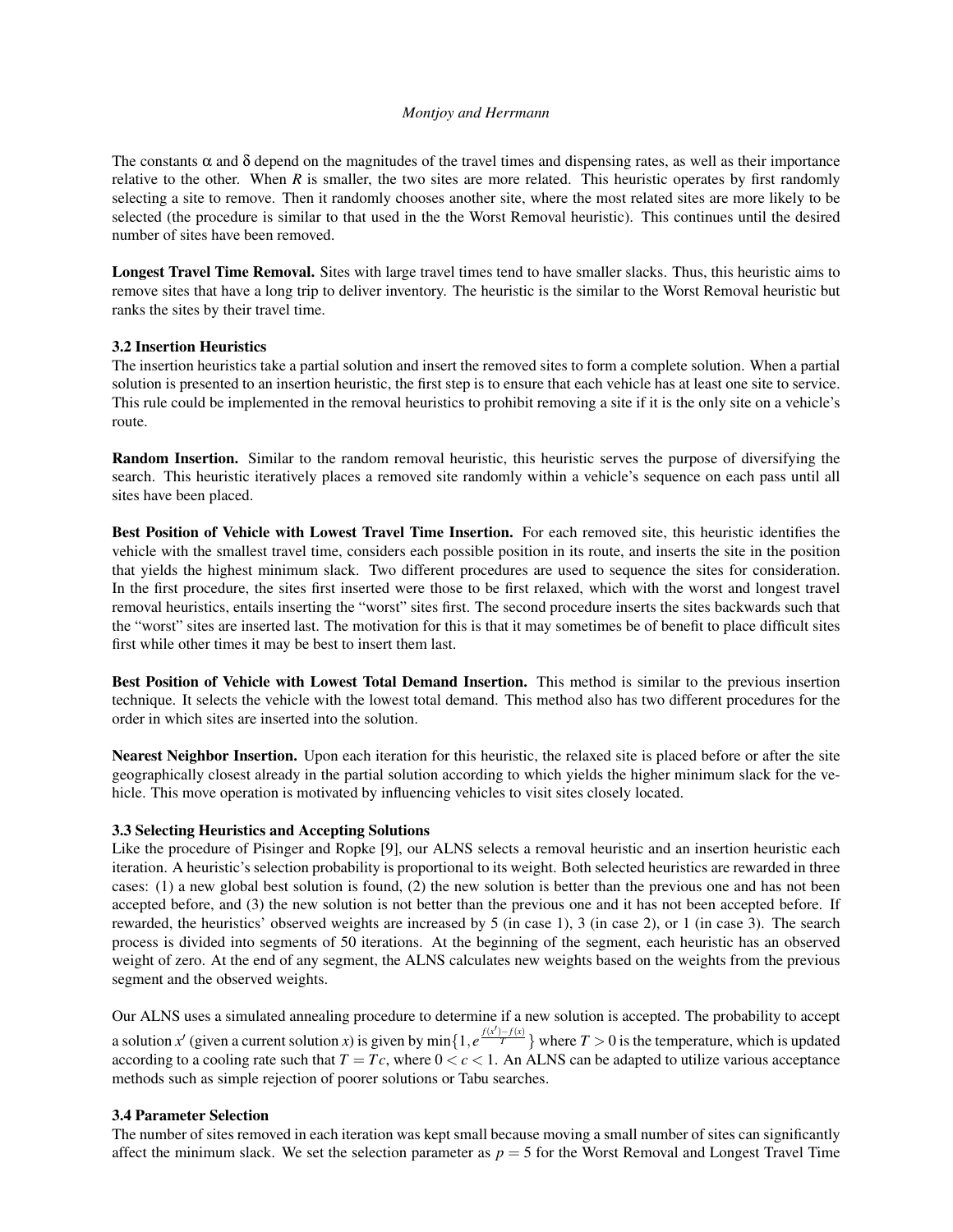The constants $\alpha$ and $\delta$ depend on the magnitudes of the travel times and dispensing rates, as well as their importance relative to the other. When $R$ is smaller, the two sites are more related. This heuristic operates by first randomly selecting a site to remove. Then it randomly chooses another site, where the most related sites are more likely to be selected (the procedure is similar to that used in the the Worst Removal heuristic). This continues until the desired number of sites have been removed.

**Longest Travel Time Removal.** Sites with large travel times tend to have smaller slacks. Thus, this heuristic aims to remove sites that have a long trip to deliver inventory. The heuristic is the similar to the Worst Removal heuristic but ranks the sites by their travel time.

### 3.2 Insertion Heuristics

The insertion heuristics take a partial solution and insert the removed sites to form a complete solution. When a partial solution is presented to an insertion heuristic, the first step is to ensure that each vehicle has at least one site to service. This rule could be implemented in the removal heuristics to prohibit removing a site if it is the only site on a vehicle's route.

**Random Insertion.** Similar to the random removal heuristic, this heuristic serves the purpose of diversifying the search. This heuristic iteratively places a removed site randomly within a vehicle's sequence on each pass until all sites have been placed.

**Best Position of Vehicle with Lowest Travel Time Insertion.** For each removed site, this heuristic identifies the vehicle with the smallest travel time, considers each possible position in its route, and inserts the site in the position that yields the highest minimum slack. Two different procedures are used to sequence the sites for consideration. In the first procedure, the sites first inserted were those to be first relaxed, which with the worst and longest travel removal heuristics, entails inserting the "worst" sites first. The second procedure inserts the sites backwards such that the "worst" sites are inserted last. The motivation for this is that it may sometimes be of benefit to place difficult sites first while other times it may be best to insert them last.

**Best Position of Vehicle with Lowest Total Demand Insertion.** This method is similar to the previous insertion technique. It selects the vehicle with the lowest total demand. This method also has two different procedures for the order in which sites are inserted into the solution.

**Nearest Neighbor Insertion.** Upon each iteration for this heuristic, the relaxed site is placed before or after the site geographically closest already in the partial solution according to which yields the higher minimum slack for the vehicle. This move operation is motivated by influencing vehicles to visit sites closely located.

### 3.3 Selecting Heuristics and Accepting Solutions

Like the procedure of Pisinger and Ropke [9], our ALNS selects a removal heuristic and an insertion heuristic each iteration. A heuristic's selection probability is proportional to its weight. Both selected heuristics are rewarded in three cases: (1) a new global best solution is found, (2) the new solution is better than the previous one and has not been accepted before, and (3) the new solution is not better than the previous one and it has not been accepted before. If rewarded, the heuristics' observed weights are increased by 5 (in case 1), 3 (in case 2), or 1 (in case 3). The search process is divided into segments of 50 iterations. At the beginning of the segment, each heuristic has an observed weight of zero. At the end of any segment, the ALNS calculates new weights based on the weights from the previous segment and the observed weights.

Our ALNS uses a simulated annealing procedure to determine if a new solution is accepted. The probability to accept a solution $x'$ (given a current solution $x$) is given by $\min\{1, e^{\frac{f(x')-f(x)}{T}}\}$ where $T > 0$ is the temperature, which is updated according to a cooling rate such that $T = Tc$, where $0 < c < 1$. An ALNS can be adapted to utilize various acceptance methods such as simple rejection of poorer solutions or Tabu searches.

### 3.4 Parameter Selection

The number of sites removed in each iteration was kept small because moving a small number of sites can significantly affect the minimum slack. We set the selection parameter as $p = 5$ for the Worst Removal and Longest Travel Time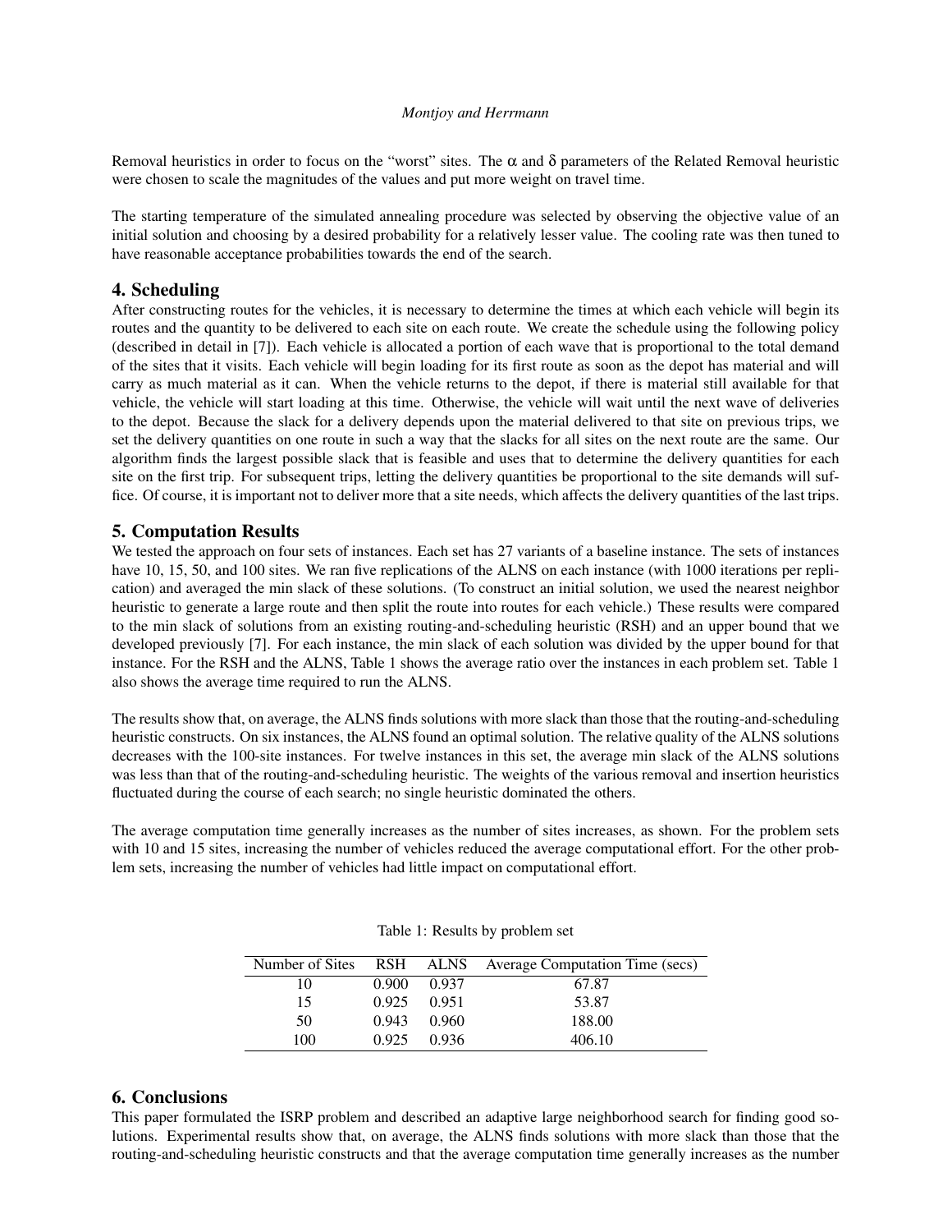Removal heuristics in order to focus on the "worst" sites. The $\alpha$ and $\delta$ parameters of the Related Removal heuristic were chosen to scale the magnitudes of the values and put more weight on travel time.

The starting temperature of the simulated annealing procedure was selected by observing the objective value of an initial solution and choosing by a desired probability for a relatively lesser value. The cooling rate was then tuned to have reasonable acceptance probabilities towards the end of the search.

## 4. Scheduling

After constructing routes for the vehicles, it is necessary to determine the times at which each vehicle will begin its routes and the quantity to be delivered to each site on each route. We create the schedule using the following policy (described in detail in [7]). Each vehicle is allocated a portion of each wave that is proportional to the total demand of the sites that it visits. Each vehicle will begin loading for its first route as soon as the depot has material and will carry as much material as it can. When the vehicle returns to the depot, if there is material still available for that vehicle, the vehicle will start loading at this time. Otherwise, the vehicle will wait until the next wave of deliveries to the depot. Because the slack for a delivery depends upon the material delivered to that site on previous trips, we set the delivery quantities on one route in such a way that the slacks for all sites on the next route are the same. Our algorithm finds the largest possible slack that is feasible and uses that to determine the delivery quantities for each site on the first trip. For subsequent trips, letting the delivery quantities be proportional to the site demands will suffice. Of course, it is important not to deliver more that a site needs, which affects the delivery quantities of the last trips.

## 5. Computation Results

We tested the approach on four sets of instances. Each set has 27 variants of a baseline instance. The sets of instances have 10, 15, 50, and 100 sites. We ran five replications of the ALNS on each instance (with 1000 iterations per replication) and averaged the min slack of these solutions. (To construct an initial solution, we used the nearest neighbor heuristic to generate a large route and then split the route into routes for each vehicle.) These results were compared to the min slack of solutions from an existing routing-and-scheduling heuristic (RSH) and an upper bound that we developed previously [7]. For each instance, the min slack of each solution was divided by the upper bound for that instance. For the RSH and the ALNS, Table 1 shows the average ratio over the instances in each problem set. Table 1 also shows the average time required to run the ALNS.

The results show that, on average, the ALNS finds solutions with more slack than those that the routing-and-scheduling heuristic constructs. On six instances, the ALNS found an optimal solution. The relative quality of the ALNS solutions decreases with the 100-site instances. For twelve instances in this set, the average min slack of the ALNS solutions was less than that of the routing-and-scheduling heuristic. The weights of the various removal and insertion heuristics fluctuated during the course of each search; no single heuristic dominated the others.

The average computation time generally increases as the number of sites increases, as shown. For the problem sets with 10 and 15 sites, increasing the number of vehicles reduced the average computational effort. For the other problem sets, increasing the number of vehicles had little impact on computational effort.

Table 1: Results by problem set

| Number of Sites | RSH | ALNS | Average Computation Time (secs) |
|---|---|---|---|
| 10 | 0.900 | 0.937 | 67.87 |
| 15 | 0.925 | 0.951 | 53.87 |
| 50 | 0.943 | 0.960 | 188.00 |
| 100 | 0.925 | 0.936 | 406.10 |

## 6. Conclusions

This paper formulated the ISRP problem and described an adaptive large neighborhood search for finding good solutions. Experimental results show that, on average, the ALNS finds solutions with more slack than those that the routing-and-scheduling heuristic constructs and that the average computation time generally increases as the number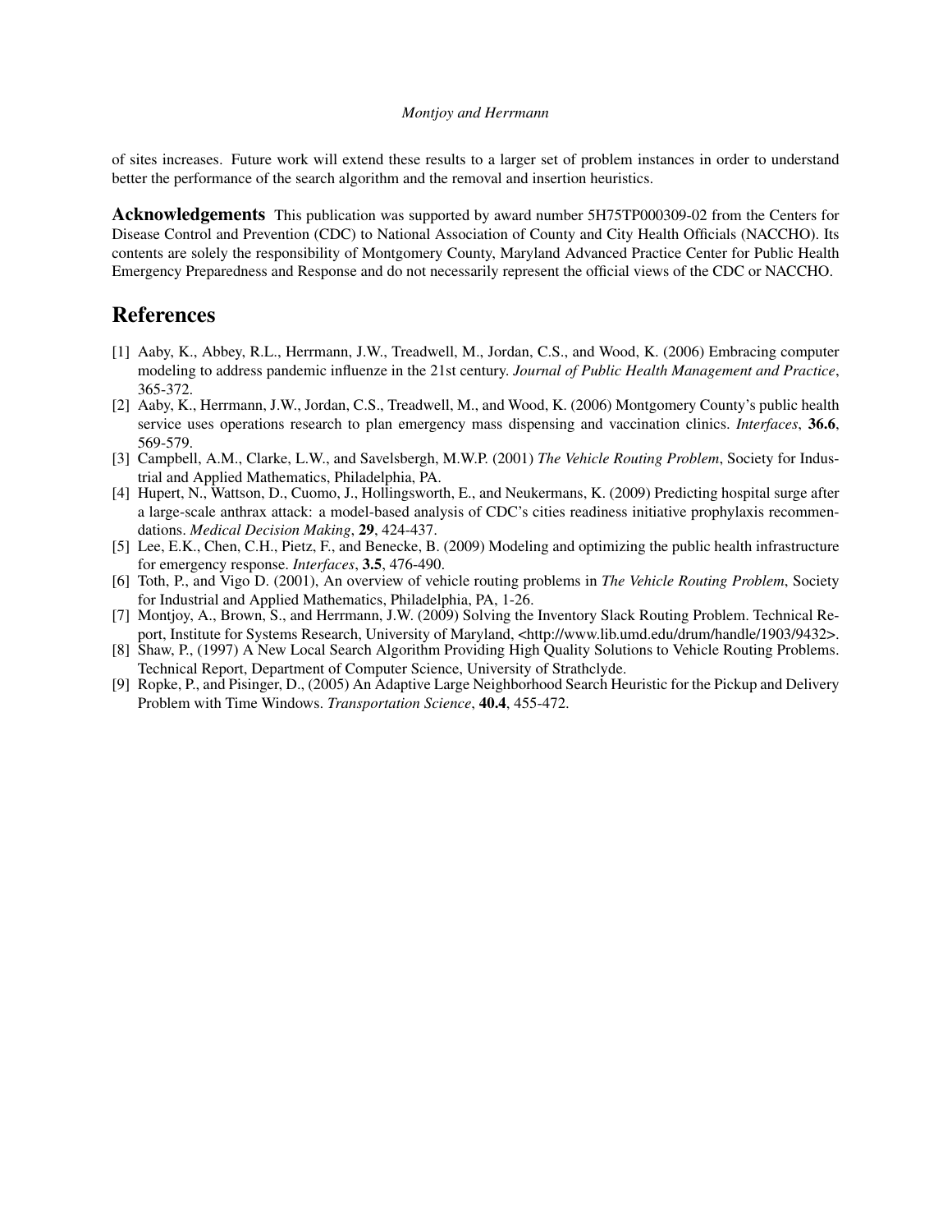of sites increases. Future work will extend these results to a larger set of problem instances in order to understand better the performance of the search algorithm and the removal and insertion heuristics.

**Acknowledgements** This publication was supported by award number 5H75TP000309-02 from the Centers for Disease Control and Prevention (CDC) to National Association of County and City Health Officials (NACCHO). Its contents are solely the responsibility of Montgomery County, Maryland Advanced Practice Center for Public Health Emergency Preparedness and Response and do not necessarily represent the official views of the CDC or NACCHO.

# References

[1] Aaby, K., Abbey, R.L., Herrmann, J.W., Treadwell, M., Jordan, C.S., and Wood, K. (2006) Embracing computer modeling to address pandemic influenze in the 21st century. *Journal of Public Health Management and Practice*, 365-372.

[2] Aaby, K., Herrmann, J.W., Jordan, C.S., Treadwell, M., and Wood, K. (2006) Montgomery County's public health service uses operations research to plan emergency mass dispensing and vaccination clinics. *Interfaces*, **36.6**, 569-579.

[3] Campbell, A.M., Clarke, L.W., and Savelsbergh, M.W.P. (2001) *The Vehicle Routing Problem*, Society for Industrial and Applied Mathematics, Philadelphia, PA.

[4] Hupert, N., Wattson, D., Cuomo, J., Hollingsworth, E., and Neukermans, K. (2009) Predicting hospital surge after a large-scale anthrax attack: a model-based analysis of CDC's cities readiness initiative prophylaxis recommendations. *Medical Decision Making*, **29**, 424-437.

[5] Lee, E.K., Chen, C.H., Pietz, F., and Benecke, B. (2009) Modeling and optimizing the public health infrastructure for emergency response. *Interfaces*, **3.5**, 476-490.

[6] Toth, P., and Vigo D. (2001), An overview of vehicle routing problems in *The Vehicle Routing Problem*, Society for Industrial and Applied Mathematics, Philadelphia, PA, 1-26.

[7] Montjoy, A., Brown, S., and Herrmann, J.W. (2009) Solving the Inventory Slack Routing Problem. Technical Report, Institute for Systems Research, University of Maryland, <http://www.lib.umd.edu/drum/handle/1903/9432>.

[8] Shaw, P., (1997) A New Local Search Algorithm Providing High Quality Solutions to Vehicle Routing Problems. Technical Report, Department of Computer Science, University of Strathclyde.

[9] Ropke, P., and Pisinger, D., (2005) An Adaptive Large Neighborhood Search Heuristic for the Pickup and Delivery Problem with Time Windows. *Transportation Science*, **40.4**, 455-472.